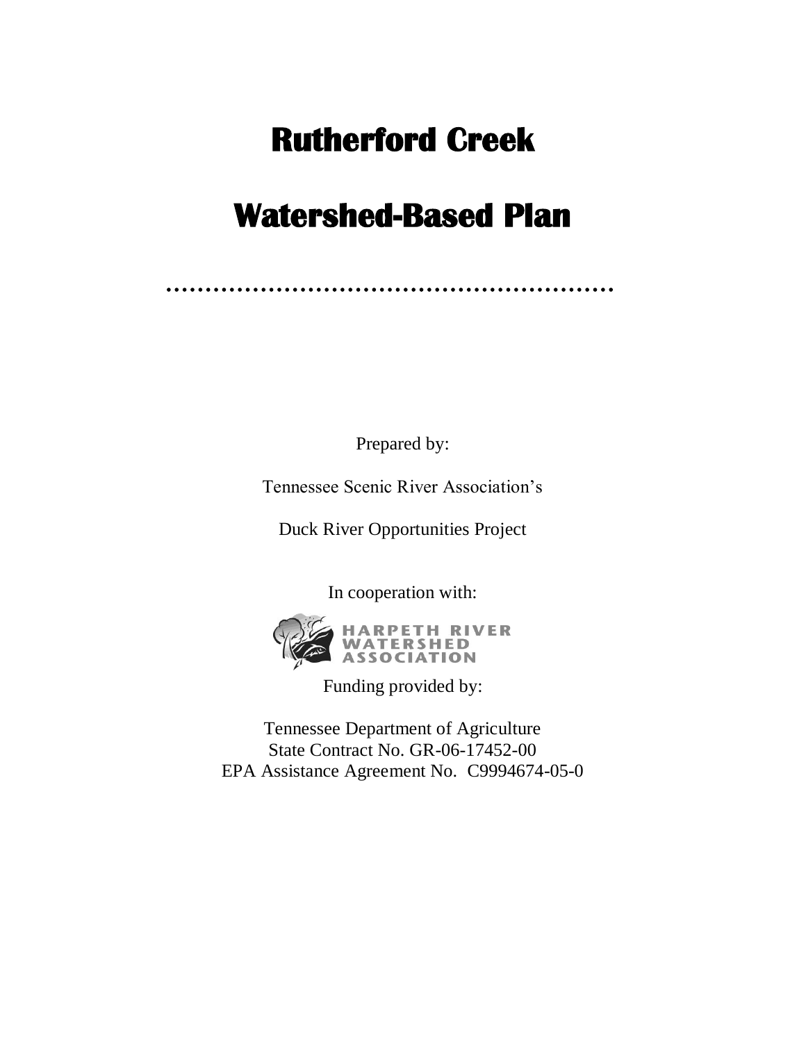# Rutherford Creek

# Watershed-Based Plan

Prepared by:

Tennessee Scenic River Association's

Duck River Opportunities Project

In cooperation with:

HARPETH RIVER WATERSHED ASSOCIATION

Funding provided by:

Tennessee Department of Agriculture
State Contract No. GR-06-17452-00
EPA Assistance Agreement No. C9994674-05-0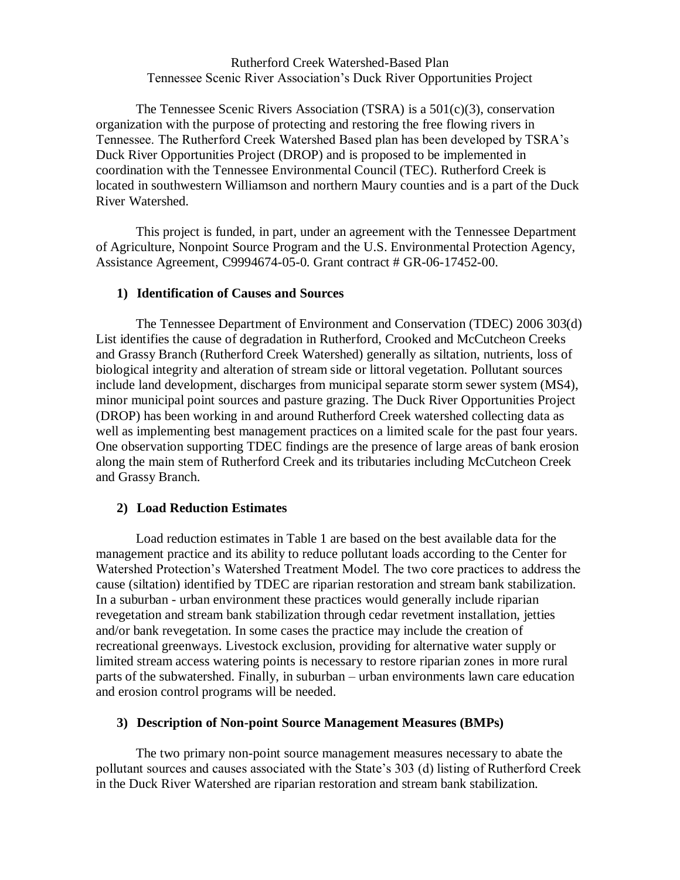Rutherford Creek Watershed-Based Plan
Tennessee Scenic River Association's Duck River Opportunities Project

The Tennessee Scenic Rivers Association (TSRA) is a 501(c)(3), conservation organization with the purpose of protecting and restoring the free flowing rivers in Tennessee. The Rutherford Creek Watershed Based plan has been developed by TSRA's Duck River Opportunities Project (DROP) and is proposed to be implemented in coordination with the Tennessee Environmental Council (TEC). Rutherford Creek is located in southwestern Williamson and northern Maury counties and is a part of the Duck River Watershed.

This project is funded, in part, under an agreement with the Tennessee Department of Agriculture, Nonpoint Source Program and the U.S. Environmental Protection Agency, Assistance Agreement, C9994674-05-0. Grant contract # GR-06-17452-00.

### 1) Identification of Causes and Sources

The Tennessee Department of Environment and Conservation (TDEC) 2006 303(d) List identifies the cause of degradation in Rutherford, Crooked and McCutcheon Creeks and Grassy Branch (Rutherford Creek Watershed) generally as siltation, nutrients, loss of biological integrity and alteration of stream side or littoral vegetation. Pollutant sources include land development, discharges from municipal separate storm sewer system (MS4), minor municipal point sources and pasture grazing. The Duck River Opportunities Project (DROP) has been working in and around Rutherford Creek watershed collecting data as well as implementing best management practices on a limited scale for the past four years. One observation supporting TDEC findings are the presence of large areas of bank erosion along the main stem of Rutherford Creek and its tributaries including McCutcheon Creek and Grassy Branch.

### 2) Load Reduction Estimates

Load reduction estimates in Table 1 are based on the best available data for the management practice and its ability to reduce pollutant loads according to the Center for Watershed Protection's Watershed Treatment Model. The two core practices to address the cause (siltation) identified by TDEC are riparian restoration and stream bank stabilization. In a suburban - urban environment these practices would generally include riparian revegetation and stream bank stabilization through cedar revetment installation, jetties and/or bank revegetation. In some cases the practice may include the creation of recreational greenways. Livestock exclusion, providing for alternative water supply or limited stream access watering points is necessary to restore riparian zones in more rural parts of the subwatershed. Finally, in suburban – urban environments lawn care education and erosion control programs will be needed.

### 3) Description of Non-point Source Management Measures (BMPs)

The two primary non-point source management measures necessary to abate the pollutant sources and causes associated with the State's 303 (d) listing of Rutherford Creek in the Duck River Watershed are riparian restoration and stream bank stabilization.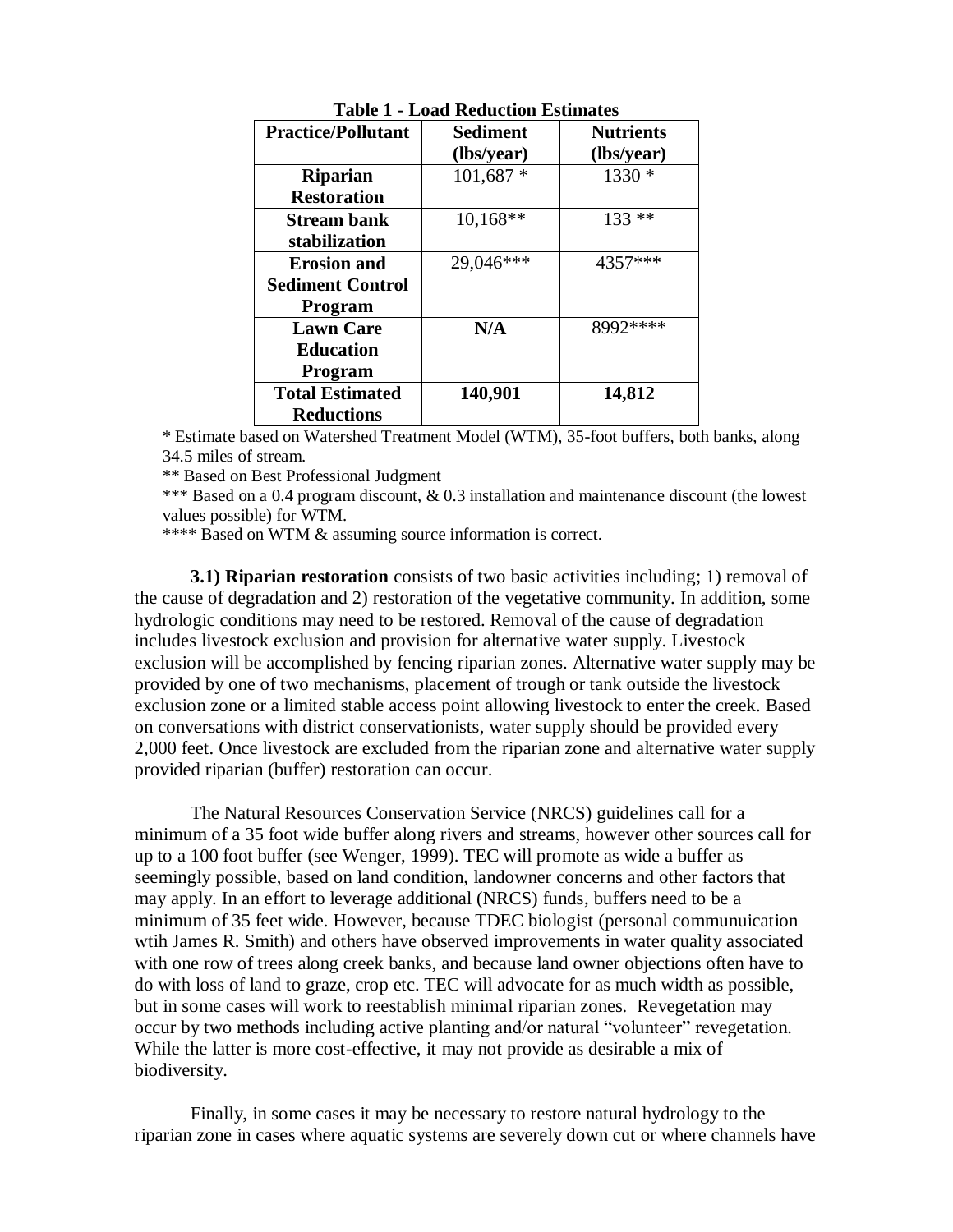**Table 1 - Load Reduction Estimates**

| Practice/Pollutant | Sediment (lbs/year) | Nutrients (lbs/year) |
|---|---|---|
| **Riparian Restoration** | 101,687 * | 1330 * |
| **Stream bank stabilization** | 10,168** | 133 ** |
| **Erosion and Sediment Control Program** | 29,046*** | 4357*** |
| **Lawn Care Education Program** | **N/A** | 8992**** |
| **Total Estimated Reductions** | **140,901** | **14,812** |

* Estimate based on Watershed Treatment Model (WTM), 35-foot buffers, both banks, along 34.5 miles of stream.

** Based on Best Professional Judgment

*** Based on a 0.4 program discount, & 0.3 installation and maintenance discount (the lowest values possible) for WTM.

**** Based on WTM & assuming source information is correct.

**3.1) Riparian restoration** consists of two basic activities including; 1) removal of the cause of degradation and 2) restoration of the vegetative community. In addition, some hydrologic conditions may need to be restored. Removal of the cause of degradation includes livestock exclusion and provision for alternative water supply. Livestock exclusion will be accomplished by fencing riparian zones. Alternative water supply may be provided by one of two mechanisms, placement of trough or tank outside the livestock exclusion zone or a limited stable access point allowing livestock to enter the creek. Based on conversations with district conservationists, water supply should be provided every 2,000 feet. Once livestock are excluded from the riparian zone and alternative water supply provided riparian (buffer) restoration can occur.

The Natural Resources Conservation Service (NRCS) guidelines call for a minimum of a 35 foot wide buffer along rivers and streams, however other sources call for up to a 100 foot buffer (see Wenger, 1999). TEC will promote as wide a buffer as seemingly possible, based on land condition, landowner concerns and other factors that may apply. In an effort to leverage additional (NRCS) funds, buffers need to be a minimum of 35 feet wide. However, because TDEC biologist (personal communuication wtih James R. Smith) and others have observed improvements in water quality associated with one row of trees along creek banks, and because land owner objections often have to do with loss of land to graze, crop etc. TEC will advocate for as much width as possible, but in some cases will work to reestablish minimal riparian zones. Revegetation may occur by two methods including active planting and/or natural "volunteer" revegetation. While the latter is more cost-effective, it may not provide as desirable a mix of biodiversity.

Finally, in some cases it may be necessary to restore natural hydrology to the riparian zone in cases where aquatic systems are severely down cut or where channels have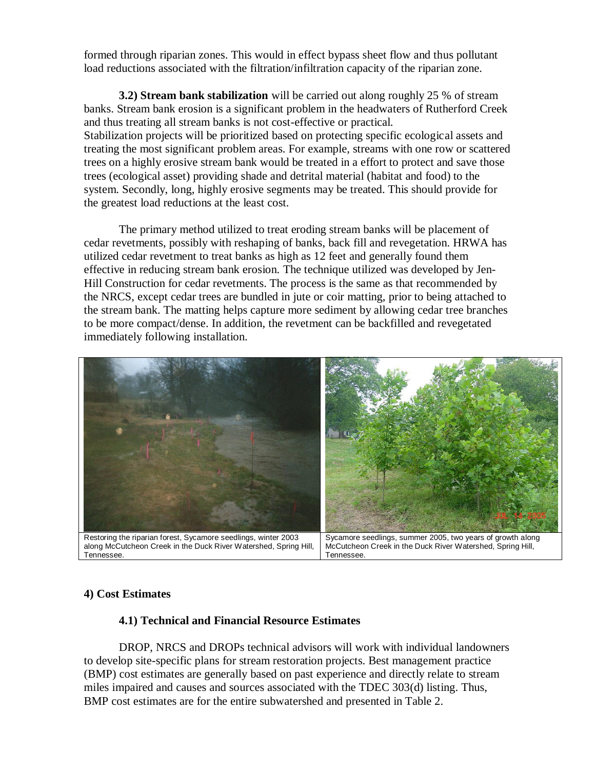formed through riparian zones. This would in effect bypass sheet flow and thus pollutant load reductions associated with the filtration/infiltration capacity of the riparian zone.

**3.2) Stream bank stabilization** will be carried out along roughly 25 % of stream banks. Stream bank erosion is a significant problem in the headwaters of Rutherford Creek and thus treating all stream banks is not cost-effective or practical. Stabilization projects will be prioritized based on protecting specific ecological assets and treating the most significant problem areas. For example, streams with one row or scattered trees on a highly erosive stream bank would be treated in a effort to protect and save those trees (ecological asset) providing shade and detrital material (habitat and food) to the system. Secondly, long, highly erosive segments may be treated. This should provide for the greatest load reductions at the least cost.

The primary method utilized to treat eroding stream banks will be placement of cedar revetments, possibly with reshaping of banks, back fill and revegetation. HRWA has utilized cedar revetment to treat banks as high as 12 feet and generally found them effective in reducing stream bank erosion. The technique utilized was developed by Jen-Hill Construction for cedar revetments. The process is the same as that recommended by the NRCS, except cedar trees are bundled in jute or coir matting, prior to being attached to the stream bank. The matting helps capture more sediment by allowing cedar tree branches to be more compact/dense. In addition, the revetment can be backfilled and revegetated immediately following installation.

Restoring the riparian forest, Sycamore seedlings, winter 2003 along McCutcheon Creek in the Duck River Watershed, Spring Hill, Tennessee.

Sycamore seedlings, summer 2005, two years of growth along McCutcheon Creek in the Duck River Watershed, Spring Hill, Tennessee.

## 4) Cost Estimates

### 4.1) Technical and Financial Resource Estimates

DROP, NRCS and DROPs technical advisors will work with individual landowners to develop site-specific plans for stream restoration projects. Best management practice (BMP) cost estimates are generally based on past experience and directly relate to stream miles impaired and causes and sources associated with the TDEC 303(d) listing. Thus, BMP cost estimates are for the entire subwatershed and presented in Table 2.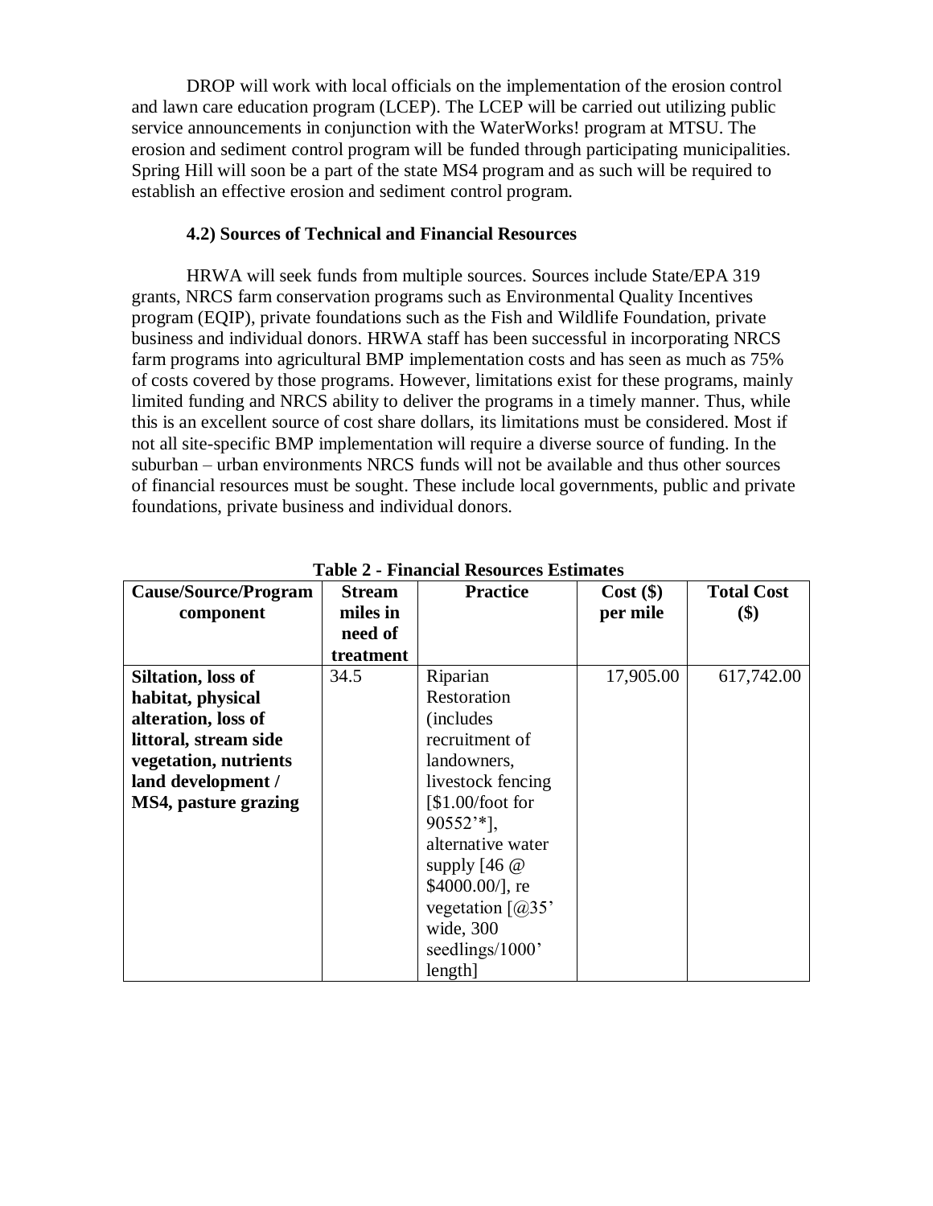DROP will work with local officials on the implementation of the erosion control and lawn care education program (LCEP). The LCEP will be carried out utilizing public service announcements in conjunction with the WaterWorks! program at MTSU. The erosion and sediment control program will be funded through participating municipalities. Spring Hill will soon be a part of the state MS4 program and as such will be required to establish an effective erosion and sediment control program.

### 4.2) Sources of Technical and Financial Resources

HRWA will seek funds from multiple sources. Sources include State/EPA 319 grants, NRCS farm conservation programs such as Environmental Quality Incentives program (EQIP), private foundations such as the Fish and Wildlife Foundation, private business and individual donors. HRWA staff has been successful in incorporating NRCS farm programs into agricultural BMP implementation costs and has seen as much as 75% of costs covered by those programs. However, limitations exist for these programs, mainly limited funding and NRCS ability to deliver the programs in a timely manner. Thus, while this is an excellent source of cost share dollars, its limitations must be considered. Most if not all site-specific BMP implementation will require a diverse source of funding. In the suburban – urban environments NRCS funds will not be available and thus other sources of financial resources must be sought. These include local governments, public and private foundations, private business and individual donors.

**Table 2 - Financial Resources Estimates**

| Cause/Source/Program component | Stream miles in need of treatment | Practice | Cost ($) per mile | Total Cost ($) |
|---|---|---|---|---|
| **Siltation, loss of habitat, physical alteration, loss of littoral, stream side vegetation, nutrients land development / MS4, pasture grazing** | 34.5 | Riparian Restoration (includes recruitment of landowners, livestock fencing [$1.00/foot for 90552'*], alternative water supply [46 @ $4000.00/], re vegetation [@35' wide, 300 seedlings/1000' length] | 17,905.00 | 617,742.00 |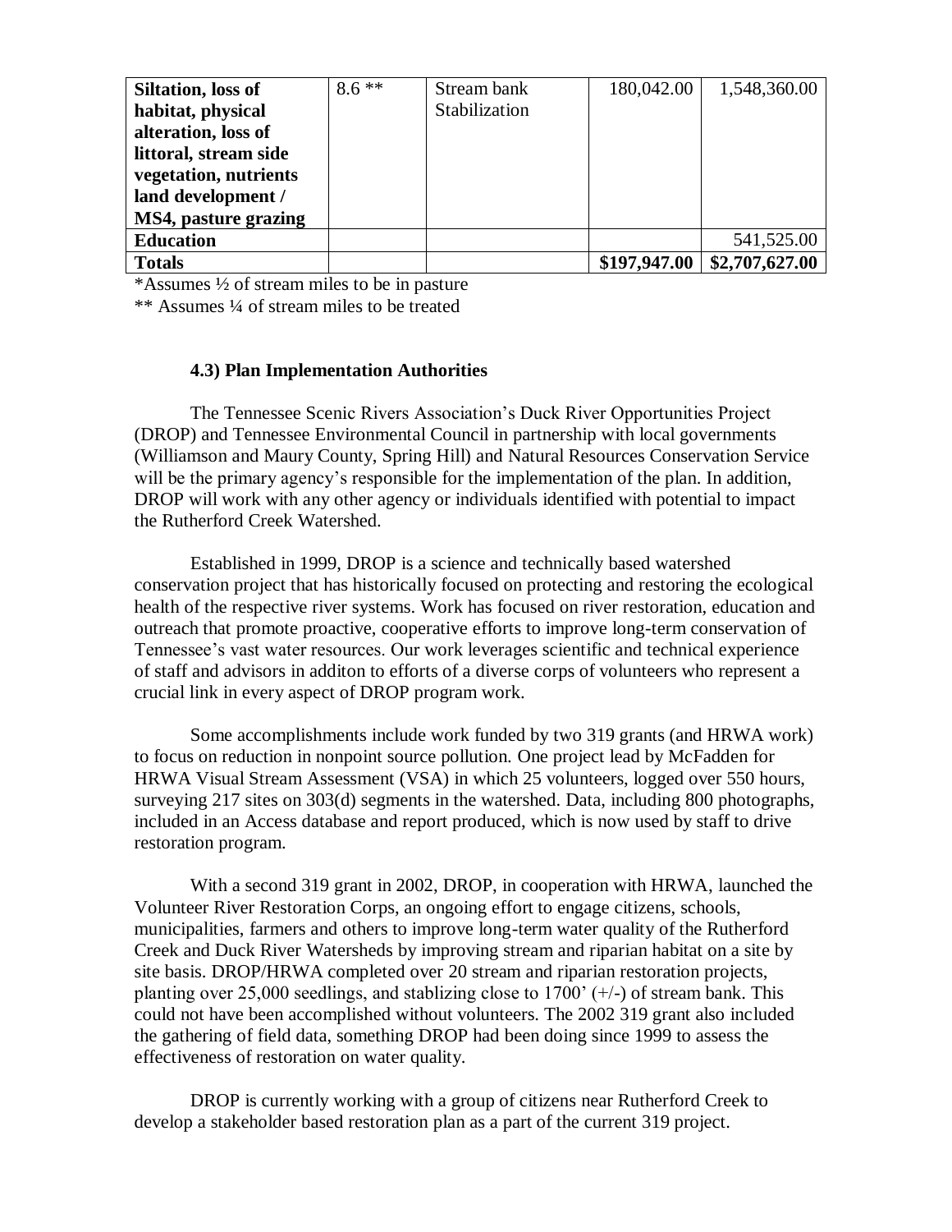| | | | | |
|---|---|---|---|---|
| **Siltation, loss of habitat, physical alteration, loss of littoral, stream side vegetation, nutrients land development / MS4, pasture grazing** | 8.6 ** | Stream bank Stabilization | 180,042.00 | 1,548,360.00 |
| **Education** | | | | 541,525.00 |
| **Totals** | | | **$197,947.00** | **$2,707,627.00** |

*Assumes ½ of stream miles to be in pasture

** Assumes ¼ of stream miles to be treated

### 4.3) Plan Implementation Authorities

The Tennessee Scenic Rivers Association's Duck River Opportunities Project (DROP) and Tennessee Environmental Council in partnership with local governments (Williamson and Maury County, Spring Hill) and Natural Resources Conservation Service will be the primary agency's responsible for the implementation of the plan. In addition, DROP will work with any other agency or individuals identified with potential to impact the Rutherford Creek Watershed.

Established in 1999, DROP is a science and technically based watershed conservation project that has historically focused on protecting and restoring the ecological health of the respective river systems. Work has focused on river restoration, education and outreach that promote proactive, cooperative efforts to improve long-term conservation of Tennessee's vast water resources. Our work leverages scientific and technical experience of staff and advisors in additon to efforts of a diverse corps of volunteers who represent a crucial link in every aspect of DROP program work.

Some accomplishments include work funded by two 319 grants (and HRWA work) to focus on reduction in nonpoint source pollution. One project lead by McFadden for HRWA Visual Stream Assessment (VSA) in which 25 volunteers, logged over 550 hours, surveying 217 sites on 303(d) segments in the watershed. Data, including 800 photographs, included in an Access database and report produced, which is now used by staff to drive restoration program.

With a second 319 grant in 2002, DROP, in cooperation with HRWA, launched the Volunteer River Restoration Corps, an ongoing effort to engage citizens, schools, municipalities, farmers and others to improve long-term water quality of the Rutherford Creek and Duck River Watersheds by improving stream and riparian habitat on a site by site basis. DROP/HRWA completed over 20 stream and riparian restoration projects, planting over 25,000 seedlings, and stablizing close to 1700' (+/-) of stream bank. This could not have been accomplished without volunteers. The 2002 319 grant also included the gathering of field data, something DROP had been doing since 1999 to assess the effectiveness of restoration on water quality.

DROP is currently working with a group of citizens near Rutherford Creek to develop a stakeholder based restoration plan as a part of the current 319 project.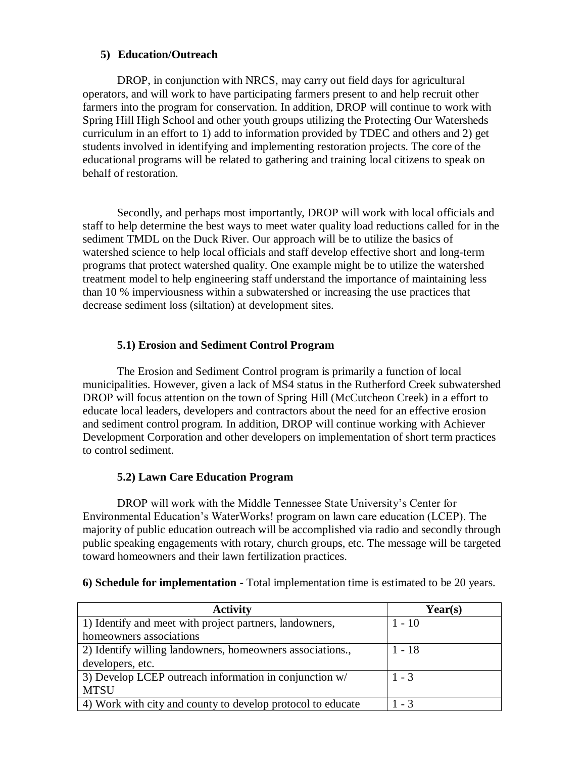### 5) Education/Outreach

DROP, in conjunction with NRCS, may carry out field days for agricultural operators, and will work to have participating farmers present to and help recruit other farmers into the program for conservation. In addition, DROP will continue to work with Spring Hill High School and other youth groups utilizing the Protecting Our Watersheds curriculum in an effort to 1) add to information provided by TDEC and others and 2) get students involved in identifying and implementing restoration projects. The core of the educational programs will be related to gathering and training local citizens to speak on behalf of restoration.

Secondly, and perhaps most importantly, DROP will work with local officials and staff to help determine the best ways to meet water quality load reductions called for in the sediment TMDL on the Duck River. Our approach will be to utilize the basics of watershed science to help local officials and staff develop effective short and long-term programs that protect watershed quality. One example might be to utilize the watershed treatment model to help engineering staff understand the importance of maintaining less than 10 % imperviousness within a subwatershed or increasing the use practices that decrease sediment loss (siltation) at development sites.

#### 5.1) Erosion and Sediment Control Program

The Erosion and Sediment Control program is primarily a function of local municipalities. However, given a lack of MS4 status in the Rutherford Creek subwatershed DROP will focus attention on the town of Spring Hill (McCutcheon Creek) in a effort to educate local leaders, developers and contractors about the need for an effective erosion and sediment control program. In addition, DROP will continue working with Achiever Development Corporation and other developers on implementation of short term practices to control sediment.

#### 5.2) Lawn Care Education Program

DROP will work with the Middle Tennessee State University's Center for Environmental Education's WaterWorks! program on lawn care education (LCEP). The majority of public education outreach will be accomplished via radio and secondly through public speaking engagements with rotary, church groups, etc. The message will be targeted toward homeowners and their lawn fertilization practices.

**6) Schedule for implementation -** Total implementation time is estimated to be 20 years.

| Activity | Year(s) |
|---|---|
| 1) Identify and meet with project partners, landowners, homeowners associations | 1 - 10 |
| 2) Identify willing landowners, homeowners associations., developers, etc. | 1 - 18 |
| 3) Develop LCEP outreach information in conjunction w/ MTSU | 1 - 3 |
| 4) Work with city and county to develop protocol to educate | 1 - 3 |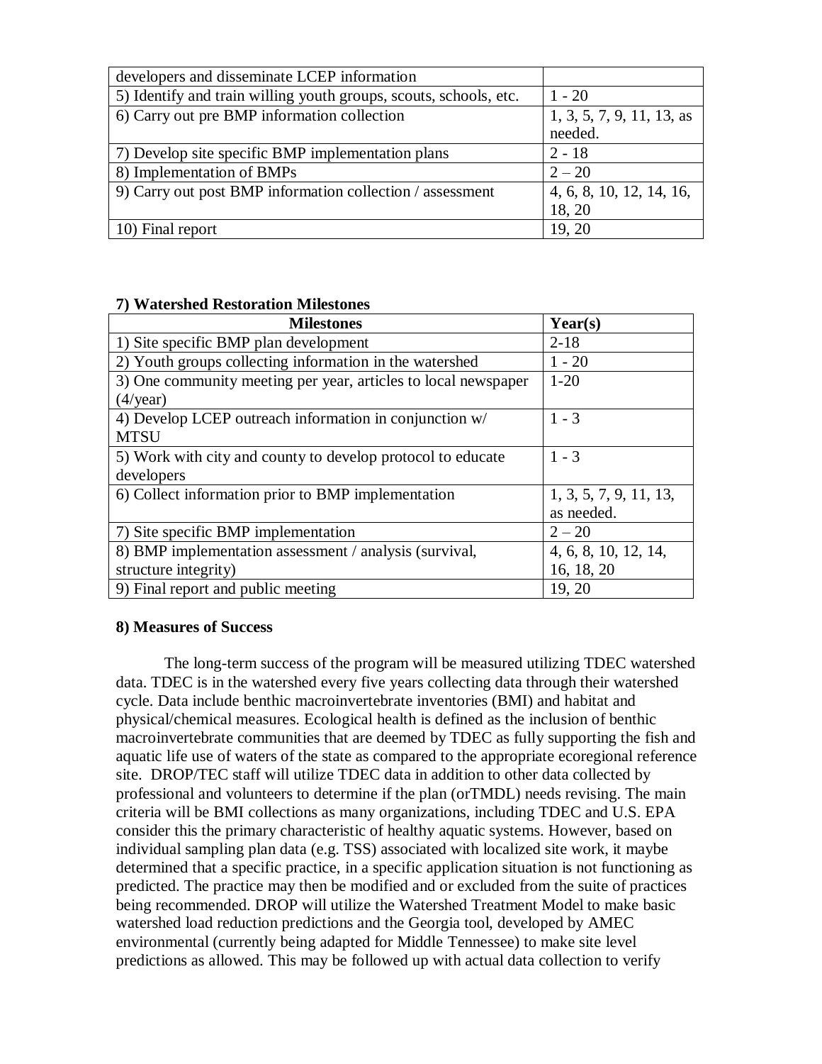| | |
|---|---|
| developers and disseminate LCEP information | |
| 5) Identify and train willing youth groups, scouts, schools, etc. | 1 - 20 |
| 6) Carry out pre BMP information collection | 1, 3, 5, 7, 9, 11, 13, as needed. |
| 7) Develop site specific BMP implementation plans | 2 - 18 |
| 8) Implementation of BMPs | 2 – 20 |
| 9) Carry out post BMP information collection / assessment | 4, 6, 8, 10, 12, 14, 16, 18, 20 |
| 10) Final report | 19, 20 |

**7) Watershed Restoration Milestones**

| Milestones | Year(s) |
|---|---|
| 1) Site specific BMP plan development | 2-18 |
| 2) Youth groups collecting information in the watershed | 1 - 20 |
| 3) One community meeting per year, articles to local newspaper (4/year) | 1-20 |
| 4) Develop LCEP outreach information in conjunction w/ MTSU | 1 - 3 |
| 5) Work with city and county to develop protocol to educate developers | 1 - 3 |
| 6) Collect information prior to BMP implementation | 1, 3, 5, 7, 9, 11, 13, as needed. |
| 7) Site specific BMP implementation | 2 – 20 |
| 8) BMP implementation assessment / analysis (survival, structure integrity) | 4, 6, 8, 10, 12, 14, 16, 18, 20 |
| 9) Final report and public meeting | 19, 20 |

**8) Measures of Success**

The long-term success of the program will be measured utilizing TDEC watershed data. TDEC is in the watershed every five years collecting data through their watershed cycle. Data include benthic macroinvertebrate inventories (BMI) and habitat and physical/chemical measures. Ecological health is defined as the inclusion of benthic macroinvertebrate communities that are deemed by TDEC as fully supporting the fish and aquatic life use of waters of the state as compared to the appropriate ecoregional reference site. DROP/TEC staff will utilize TDEC data in addition to other data collected by professional and volunteers to determine if the plan (orTMDL) needs revising. The main criteria will be BMI collections as many organizations, including TDEC and U.S. EPA consider this the primary characteristic of healthy aquatic systems. However, based on individual sampling plan data (e.g. TSS) associated with localized site work, it maybe determined that a specific practice, in a specific application situation is not functioning as predicted. The practice may then be modified and or excluded from the suite of practices being recommended. DROP will utilize the Watershed Treatment Model to make basic watershed load reduction predictions and the Georgia tool, developed by AMEC environmental (currently being adapted for Middle Tennessee) to make site level predictions as allowed. This may be followed up with actual data collection to verify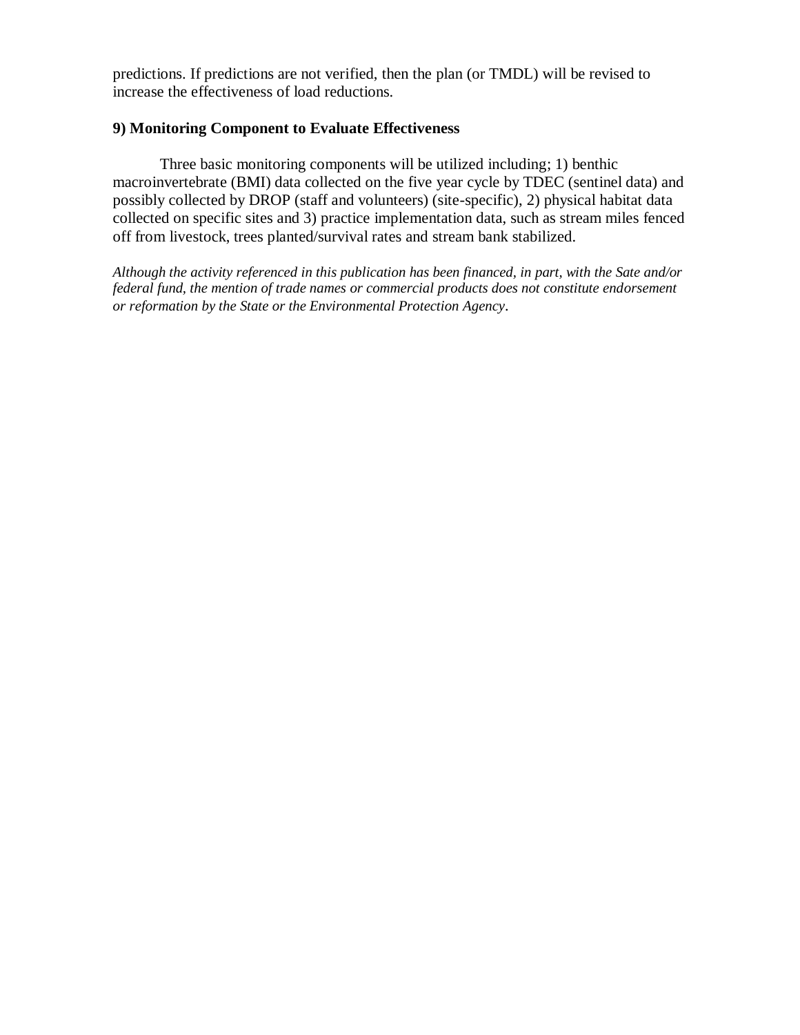predictions. If predictions are not verified, then the plan (or TMDL) will be revised to increase the effectiveness of load reductions.

**9) Monitoring Component to Evaluate Effectiveness**

Three basic monitoring components will be utilized including; 1) benthic macroinvertebrate (BMI) data collected on the five year cycle by TDEC (sentinel data) and possibly collected by DROP (staff and volunteers) (site-specific), 2) physical habitat data collected on specific sites and 3) practice implementation data, such as stream miles fenced off from livestock, trees planted/survival rates and stream bank stabilized.

*Although the activity referenced in this publication has been financed, in part, with the Sate and/or federal fund, the mention of trade names or commercial products does not constitute endorsement or reformation by the State or the Environmental Protection Agency*.